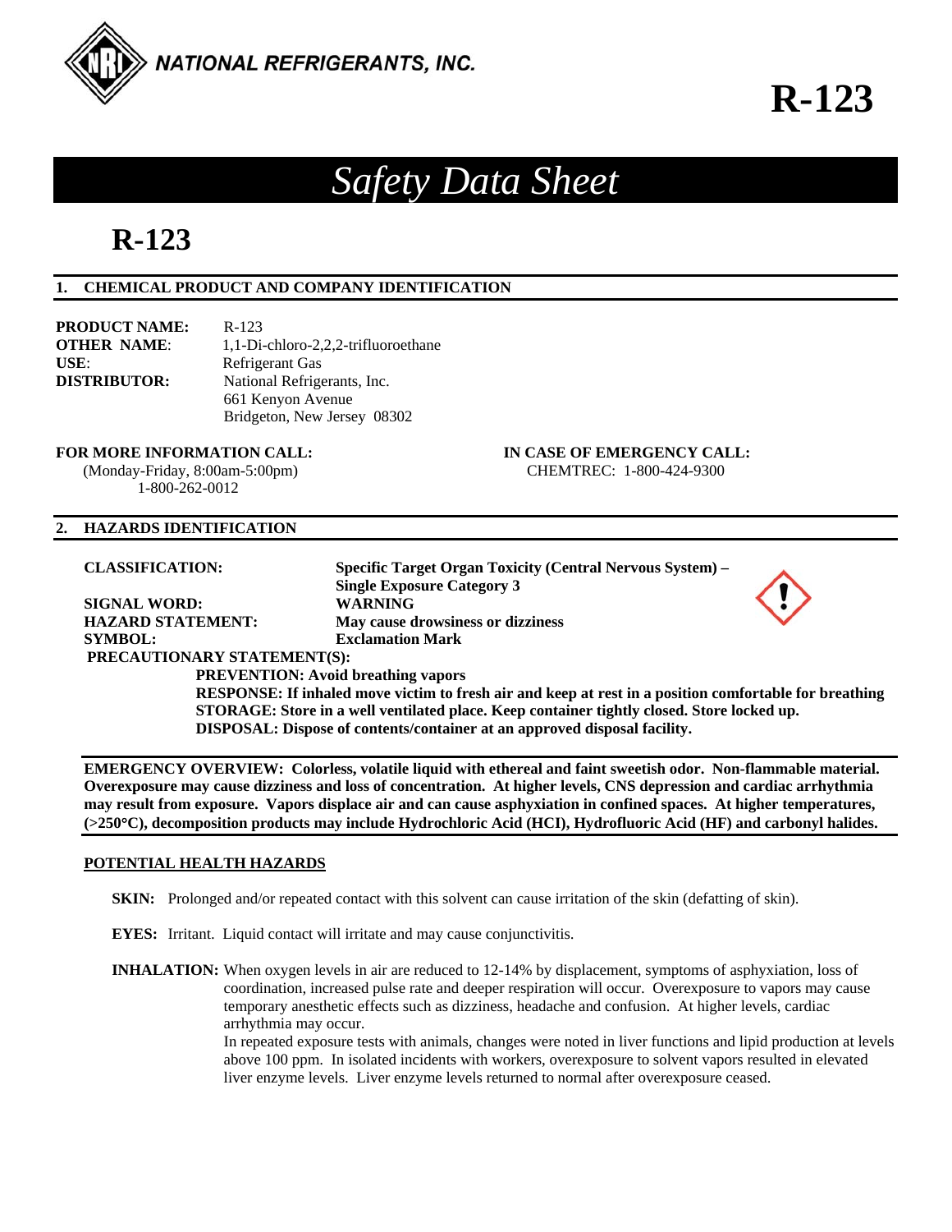NATIONAL REFRIGERANTS, INC.

# R-123

## *Safety Data Sheet*

# R-123

### 1. CHEMICAL PRODUCT AND COMPANY IDENTIFICATION

**PRODUCT NAME:** R-123
**OTHER NAME**: 1,1-Di-chloro-2,2,2-trifluoroethane
**USE**: Refrigerant Gas
**DISTRIBUTOR:** National Refrigerants, Inc.
661 Kenyon Avenue
Bridgeton, New Jersey 08302

**FOR MORE INFORMATION CALL:**
(Monday-Friday, 8:00am-5:00pm)
1-800-262-0012

**IN CASE OF EMERGENCY CALL:**
CHEMTREC: 1-800-424-9300

### 2. HAZARDS IDENTIFICATION

**CLASSIFICATION:** **Specific Target Organ Toxicity (Central Nervous System) – Single Exposure Category 3**
**SIGNAL WORD:** **WARNING**
**HAZARD STATEMENT:** **May cause drowsiness or dizziness**
**SYMBOL:** **Exclamation Mark**
**PRECAUTIONARY STATEMENT(S):**
**PREVENTION: Avoid breathing vapors**
**RESPONSE: If inhaled move victim to fresh air and keep at rest in a position comfortable for breathing**
**STORAGE: Store in a well ventilated place. Keep container tightly closed. Store locked up.**
**DISPOSAL: Dispose of contents/container at an approved disposal facility.**

**EMERGENCY OVERVIEW: Colorless, volatile liquid with ethereal and faint sweetish odor. Non-flammable material. Overexposure may cause dizziness and loss of concentration. At higher levels, CNS depression and cardiac arrhythmia may result from exposure. Vapors displace air and can cause asphyxiation in confined spaces. At higher temperatures, (>250°C), decomposition products may include Hydrochloric Acid (HCl), Hydrofluoric Acid (HF) and carbonyl halides.**

**POTENTIAL HEALTH HAZARDS**

**SKIN:** Prolonged and/or repeated contact with this solvent can cause irritation of the skin (defatting of skin).

**EYES:** Irritant. Liquid contact will irritate and may cause conjunctivitis.

**INHALATION:** When oxygen levels in air are reduced to 12-14% by displacement, symptoms of asphyxiation, loss of coordination, increased pulse rate and deeper respiration will occur. Overexposure to vapors may cause temporary anesthetic effects such as dizziness, headache and confusion. At higher levels, cardiac arrhythmia may occur.
In repeated exposure tests with animals, changes were noted in liver functions and lipid production at levels above 100 ppm. In isolated incidents with workers, overexposure to solvent vapors resulted in elevated liver enzyme levels. Liver enzyme levels returned to normal after overexposure ceased.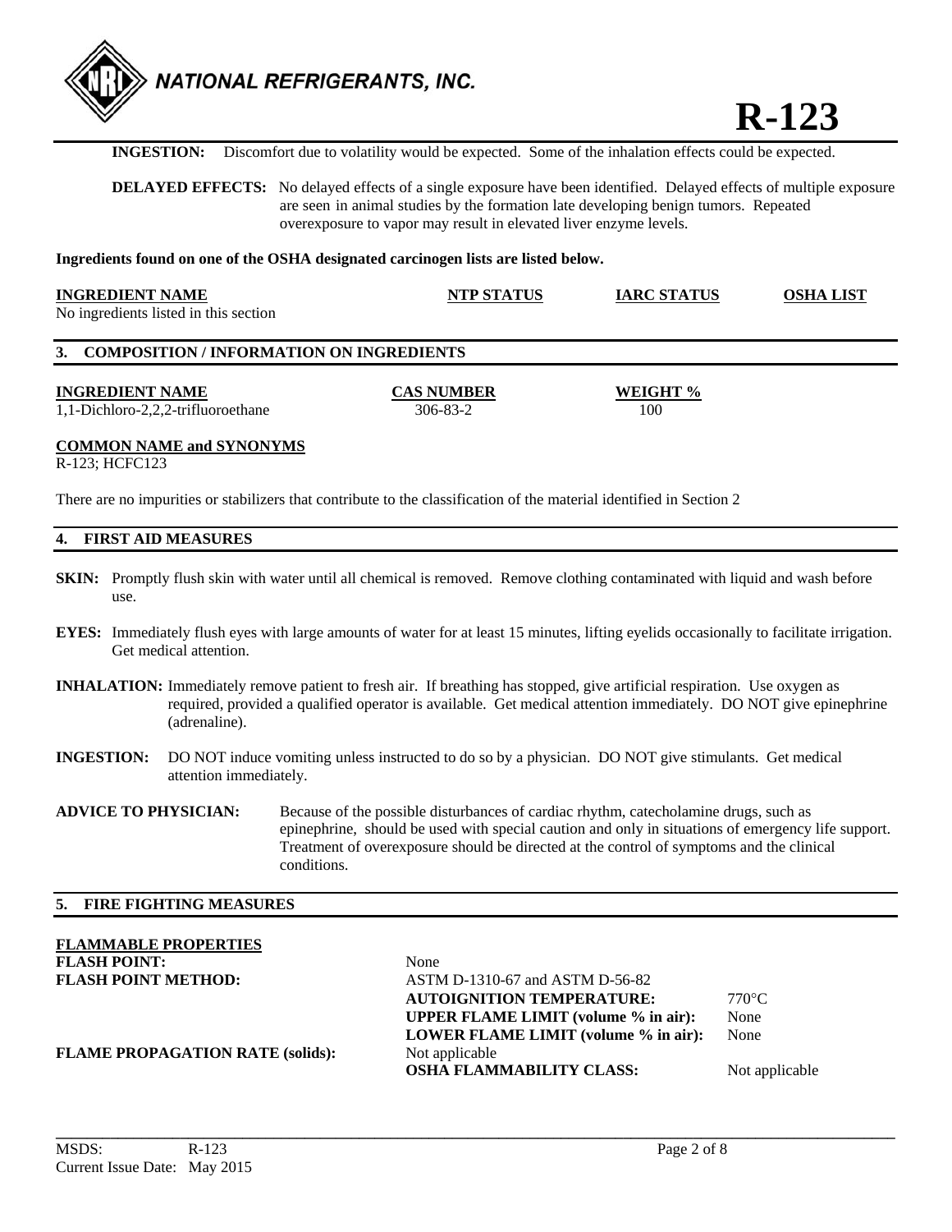**INGESTION:** Discomfort due to volatility would be expected. Some of the inhalation effects could be expected.

**DELAYED EFFECTS:** No delayed effects of a single exposure have been identified. Delayed effects of multiple exposure are seen in animal studies by the formation late developing benign tumors. Repeated overexposure to vapor may result in elevated liver enzyme levels.

**Ingredients found on one of the OSHA designated carcinogen lists are listed below.**

| INGREDIENT NAME | NTP STATUS | IARC STATUS | OSHA LIST |
|---|---|---|---|
| No ingredients listed in this section | | | |

## 3. COMPOSITION / INFORMATION ON INGREDIENTS

| INGREDIENT NAME | CAS NUMBER | WEIGHT % |
|---|---|---|
| 1,1-Dichloro-2,2,2-trifluoroethane | 306-83-2 | 100 |

**COMMON NAME and SYNONYMS**

R-123; HCFC123

There are no impurities or stabilizers that contribute to the classification of the material identified in Section 2

## 4. FIRST AID MEASURES

**SKIN:** Promptly flush skin with water until all chemical is removed. Remove clothing contaminated with liquid and wash before use.

**EYES:** Immediately flush eyes with large amounts of water for at least 15 minutes, lifting eyelids occasionally to facilitate irrigation. Get medical attention.

**INHALATION:** Immediately remove patient to fresh air. If breathing has stopped, give artificial respiration. Use oxygen as required, provided a qualified operator is available. Get medical attention immediately. DO NOT give epinephrine (adrenaline).

**INGESTION:** DO NOT induce vomiting unless instructed to do so by a physician. DO NOT give stimulants. Get medical attention immediately.

**ADVICE TO PHYSICIAN:** Because of the possible disturbances of cardiac rhythm, catecholamine drugs, such as epinephrine, should be used with special caution and only in situations of emergency life support. Treatment of overexposure should be directed at the control of symptoms and the clinical conditions.

## 5. FIRE FIGHTING MEASURES

**FLAMMABLE PROPERTIES**

**FLASH POINT:** None

**FLASH POINT METHOD:** ASTM D-1310-67 and ASTM D-56-82

**AUTOIGNITION TEMPERATURE:** 770°C

**UPPER FLAME LIMIT (volume % in air):** None

**LOWER FLAME LIMIT (volume % in air):** None

**FLAME PROPAGATION RATE (solids):** Not applicable

**OSHA FLAMMABILITY CLASS:** Not applicable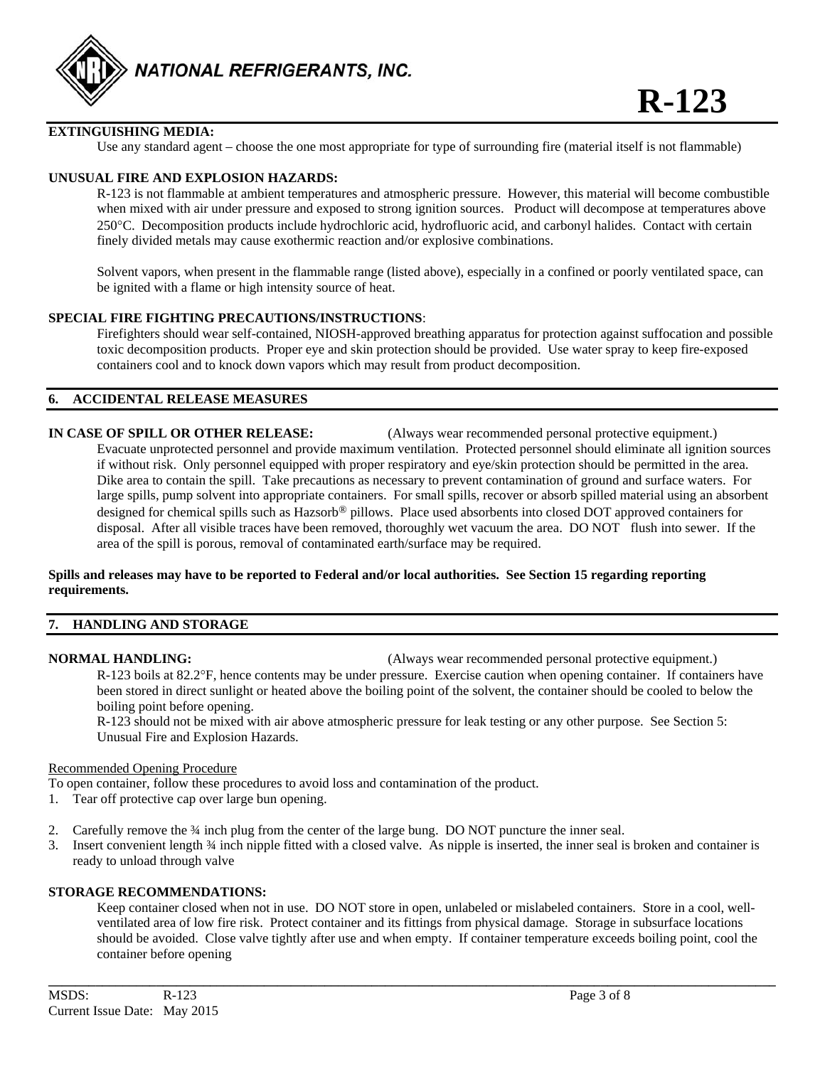**EXTINGUISHING MEDIA:**

Use any standard agent – choose the one most appropriate for type of surrounding fire (material itself is not flammable)

**UNUSUAL FIRE AND EXPLOSION HAZARDS:**

R-123 is not flammable at ambient temperatures and atmospheric pressure. However, this material will become combustible when mixed with air under pressure and exposed to strong ignition sources. Product will decompose at temperatures above 250°C. Decomposition products include hydrochloric acid, hydrofluoric acid, and carbonyl halides. Contact with certain finely divided metals may cause exothermic reaction and/or explosive combinations.

Solvent vapors, when present in the flammable range (listed above), especially in a confined or poorly ventilated space, can be ignited with a flame or high intensity source of heat.

**SPECIAL FIRE FIGHTING PRECAUTIONS/INSTRUCTIONS**:

Firefighters should wear self-contained, NIOSH-approved breathing apparatus for protection against suffocation and possible toxic decomposition products. Proper eye and skin protection should be provided. Use water spray to keep fire-exposed containers cool and to knock down vapors which may result from product decomposition.

## 6. ACCIDENTAL RELEASE MEASURES

**IN CASE OF SPILL OR OTHER RELEASE:** (Always wear recommended personal protective equipment.)

Evacuate unprotected personnel and provide maximum ventilation. Protected personnel should eliminate all ignition sources if without risk. Only personnel equipped with proper respiratory and eye/skin protection should be permitted in the area. Dike area to contain the spill. Take precautions as necessary to prevent contamination of ground and surface waters. For large spills, pump solvent into appropriate containers. For small spills, recover or absorb spilled material using an absorbent designed for chemical spills such as Hazsorb® pillows. Place used absorbents into closed DOT approved containers for disposal. After all visible traces have been removed, thoroughly wet vacuum the area. DO NOT flush into sewer. If the area of the spill is porous, removal of contaminated earth/surface may be required.

**Spills and releases may have to be reported to Federal and/or local authorities. See Section 15 regarding reporting requirements.**

## 7. HANDLING AND STORAGE

**NORMAL HANDLING:** (Always wear recommended personal protective equipment.)

R-123 boils at 82.2°F, hence contents may be under pressure. Exercise caution when opening container. If containers have been stored in direct sunlight or heated above the boiling point of the solvent, the container should be cooled to below the boiling point before opening.

R-123 should not be mixed with air above atmospheric pressure for leak testing or any other purpose. See Section 5: Unusual Fire and Explosion Hazards.

Recommended Opening Procedure

To open container, follow these procedures to avoid loss and contamination of the product.

1. Tear off protective cap over large bun opening.
2. Carefully remove the ¾ inch plug from the center of the large bung. DO NOT puncture the inner seal.
3. Insert convenient length ¾ inch nipple fitted with a closed valve. As nipple is inserted, the inner seal is broken and container is ready to unload through valve

**STORAGE RECOMMENDATIONS:**

Keep container closed when not in use. DO NOT store in open, unlabeled or mislabeled containers. Store in a cool, well-ventilated area of low fire risk. Protect container and its fittings from physical damage. Storage in subsurface locations should be avoided. Close valve tightly after use and when empty. If container temperature exceeds boiling point, cool the container before opening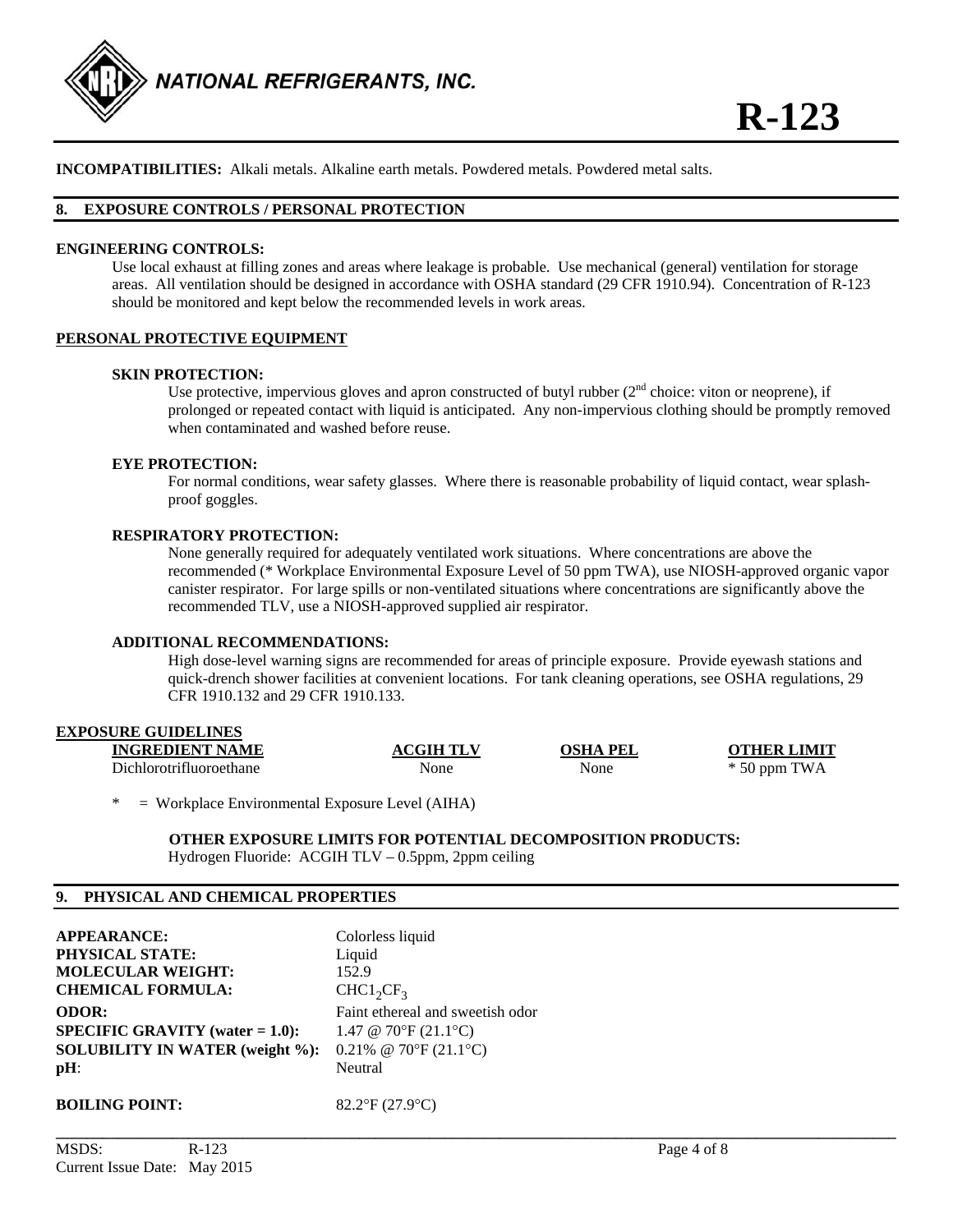**INCOMPATIBILITIES:** Alkali metals. Alkaline earth metals. Powdered metals. Powdered metal salts.

## 8. EXPOSURE CONTROLS / PERSONAL PROTECTION

**ENGINEERING CONTROLS:**

Use local exhaust at filling zones and areas where leakage is probable. Use mechanical (general) ventilation for storage areas. All ventilation should be designed in accordance with OSHA standard (29 CFR 1910.94). Concentration of R-123 should be monitored and kept below the recommended levels in work areas.

**PERSONAL PROTECTIVE EQUIPMENT**

**SKIN PROTECTION:**

Use protective, impervious gloves and apron constructed of butyl rubber (2nd choice: viton or neoprene), if prolonged or repeated contact with liquid is anticipated. Any non-impervious clothing should be promptly removed when contaminated and washed before reuse.

**EYE PROTECTION:**

For normal conditions, wear safety glasses. Where there is reasonable probability of liquid contact, wear splash-proof goggles.

**RESPIRATORY PROTECTION:**

None generally required for adequately ventilated work situations. Where concentrations are above the recommended (* Workplace Environmental Exposure Level of 50 ppm TWA), use NIOSH-approved organic vapor canister respirator. For large spills or non-ventilated situations where concentrations are significantly above the recommended TLV, use a NIOSH-approved supplied air respirator.

**ADDITIONAL RECOMMENDATIONS:**

High dose-level warning signs are recommended for areas of principle exposure. Provide eyewash stations and quick-drench shower facilities at convenient locations. For tank cleaning operations, see OSHA regulations, 29 CFR 1910.132 and 29 CFR 1910.133.

**EXPOSURE GUIDELINES**

| INGREDIENT NAME | ACGIH TLV | OSHA PEL | OTHER LIMIT |
|---|---|---|---|
| Dichlorotrifluoroethane | None | None | * 50 ppm TWA |

\* = Workplace Environmental Exposure Level (AIHA)

**OTHER EXPOSURE LIMITS FOR POTENTIAL DECOMPOSITION PRODUCTS:**
Hydrogen Fluoride: ACGIH TLV – 0.5ppm, 2ppm ceiling

## 9. PHYSICAL AND CHEMICAL PROPERTIES

| | |
|---|---|
| **APPEARANCE:** | Colorless liquid |
| **PHYSICAL STATE:** | Liquid |
| **MOLECULAR WEIGHT:** | 152.9 |
| **CHEMICAL FORMULA:** | $CHC1_2CF_3$ |
| **ODOR:** | Faint ethereal and sweetish odor |
| **SPECIFIC GRAVITY (water = 1.0):** | 1.47 @ 70°F (21.1°C) |
| **SOLUBILITY IN WATER (weight %):** | 0.21% @ 70°F (21.1°C) |
| **pH:** | Neutral |
| **BOILING POINT:** | 82.2°F (27.9°C) |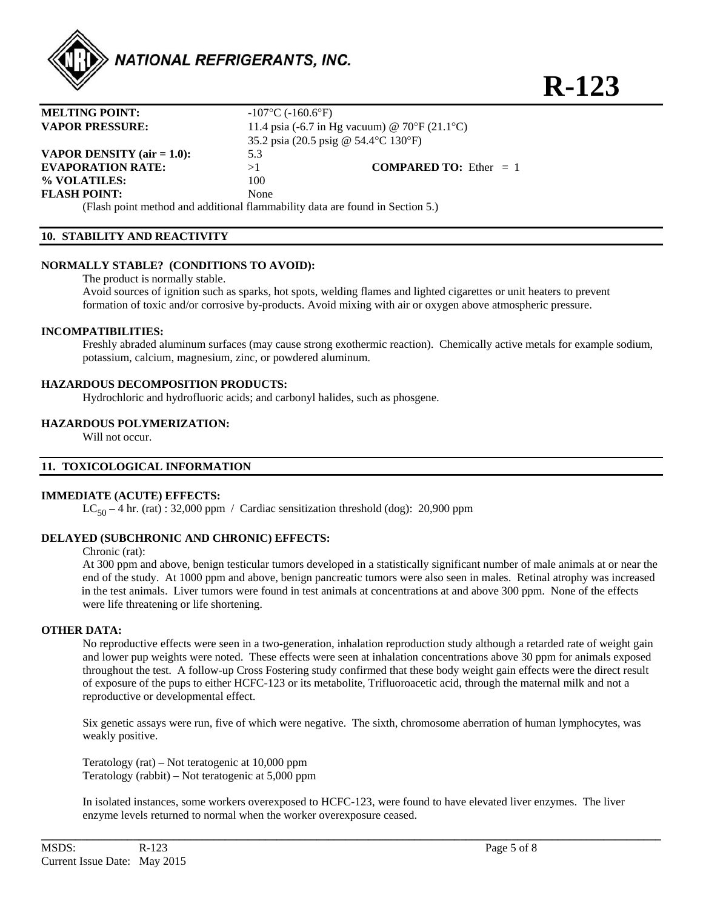| | | | |
|---|---|---|---|
| **MELTING POINT:** | -107°C (-160.6°F) | | |
| **VAPOR PRESSURE:** | 11.4 psia (-6.7 in Hg vacuum) @ 70°F (21.1°C) | | |
| | 35.2 psia (20.5 psig @ 54.4°C 130°F) | | |
| **VAPOR DENSITY (air = 1.0):** | 5.3 | | |
| **EVAPORATION RATE:** | >1 | **COMPARED TO:** | Ether = 1 |
| **% VOLATILES:** | 100 | | |
| **FLASH POINT:** | None | | |

(Flash point method and additional flammability data are found in Section 5.)

## 10. STABILITY AND REACTIVITY

**NORMALLY STABLE? (CONDITIONS TO AVOID):**

The product is normally stable.

Avoid sources of ignition such as sparks, hot spots, welding flames and lighted cigarettes or unit heaters to prevent formation of toxic and/or corrosive by-products. Avoid mixing with air or oxygen above atmospheric pressure.

**INCOMPATIBILITIES:**

Freshly abraded aluminum surfaces (may cause strong exothermic reaction). Chemically active metals for example sodium, potassium, calcium, magnesium, zinc, or powdered aluminum.

**HAZARDOUS DECOMPOSITION PRODUCTS:**

Hydrochloric and hydrofluoric acids; and carbonyl halides, such as phosgene.

**HAZARDOUS POLYMERIZATION:**

Will not occur.

## 11. TOXICOLOGICAL INFORMATION

**IMMEDIATE (ACUTE) EFFECTS:**

$LC_{50}$ – 4 hr. (rat) : 32,000 ppm / Cardiac sensitization threshold (dog): 20,900 ppm

**DELAYED (SUBCHRONIC AND CHRONIC) EFFECTS:**

Chronic (rat):

At 300 ppm and above, benign testicular tumors developed in a statistically significant number of male animals at or near the end of the study. At 1000 ppm and above, benign pancreatic tumors were also seen in males. Retinal atrophy was increased in the test animals. Liver tumors were found in test animals at concentrations at and above 300 ppm. None of the effects were life threatening or life shortening.

**OTHER DATA:**

No reproductive effects were seen in a two-generation, inhalation reproduction study although a retarded rate of weight gain and lower pup weights were noted. These effects were seen at inhalation concentrations above 30 ppm for animals exposed throughout the test. A follow-up Cross Fostering study confirmed that these body weight gain effects were the direct result of exposure of the pups to either HCFC-123 or its metabolite, Trifluoroacetic acid, through the maternal milk and not a reproductive or developmental effect.

Six genetic assays were run, five of which were negative. The sixth, chromosome aberration of human lymphocytes, was weakly positive.

Teratology (rat) – Not teratogenic at 10,000 ppm
Teratology (rabbit) – Not teratogenic at 5,000 ppm

In isolated instances, some workers overexposed to HCFC-123, were found to have elevated liver enzymes. The liver enzyme levels returned to normal when the worker overexposure ceased.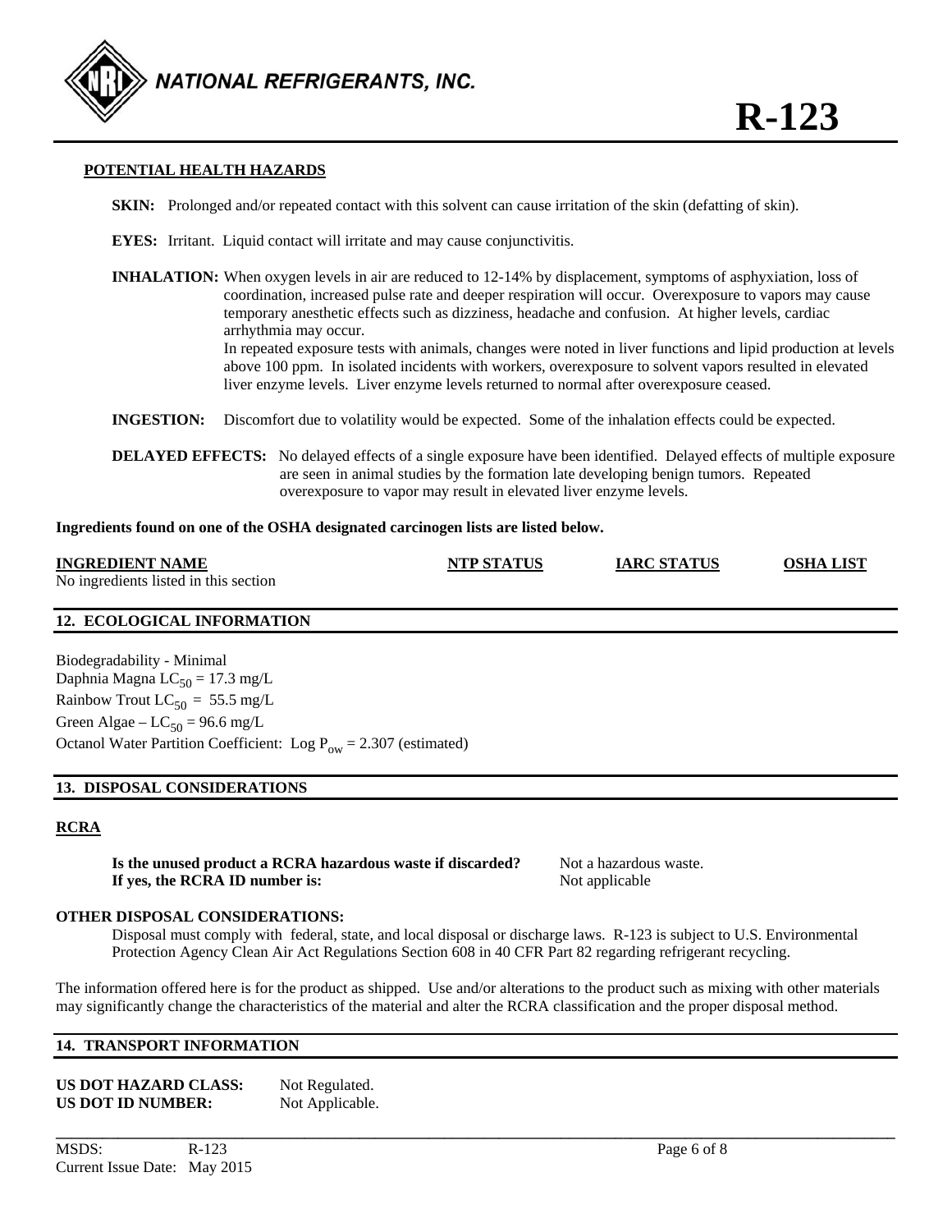#### POTENTIAL HEALTH HAZARDS

**SKIN:** Prolonged and/or repeated contact with this solvent can cause irritation of the skin (defatting of skin).

**EYES:** Irritant. Liquid contact will irritate and may cause conjunctivitis.

**INHALATION:** When oxygen levels in air are reduced to 12-14% by displacement, symptoms of asphyxiation, loss of coordination, increased pulse rate and deeper respiration will occur. Overexposure to vapors may cause temporary anesthetic effects such as dizziness, headache and confusion. At higher levels, cardiac arrhythmia may occur.
In repeated exposure tests with animals, changes were noted in liver functions and lipid production at levels above 100 ppm. In isolated incidents with workers, overexposure to solvent vapors resulted in elevated liver enzyme levels. Liver enzyme levels returned to normal after overexposure ceased.

**INGESTION:** Discomfort due to volatility would be expected. Some of the inhalation effects could be expected.

**DELAYED EFFECTS:** No delayed effects of a single exposure have been identified. Delayed effects of multiple exposure are seen in animal studies by the formation late developing benign tumors. Repeated overexposure to vapor may result in elevated liver enzyme levels.

**Ingredients found on one of the OSHA designated carcinogen lists are listed below.**

| INGREDIENT NAME | NTP STATUS | IARC STATUS | OSHA LIST |
|---|---|---|---|
| No ingredients listed in this section | | | |

## 12. ECOLOGICAL INFORMATION

Biodegradability - Minimal
Daphnia Magna $LC_{50}$ = 17.3 mg/L
Rainbow Trout $LC_{50}$ = 55.5 mg/L
Green Algae – $LC_{50}$ = 96.6 mg/L
Octanol Water Partition Coefficient: Log $P_{ow}$ = 2.307 (estimated)

## 13. DISPOSAL CONSIDERATIONS

### RCRA

**Is the unused product a RCRA hazardous waste if discarded?** Not a hazardous waste.
**If yes, the RCRA ID number is:** Not applicable

**OTHER DISPOSAL CONSIDERATIONS:**
Disposal must comply with federal, state, and local disposal or discharge laws. R-123 is subject to U.S. Environmental Protection Agency Clean Air Act Regulations Section 608 in 40 CFR Part 82 regarding refrigerant recycling.

The information offered here is for the product as shipped. Use and/or alterations to the product such as mixing with other materials may significantly change the characteristics of the material and alter the RCRA classification and the proper disposal method.

## 14. TRANSPORT INFORMATION

**US DOT HAZARD CLASS:** Not Regulated.
**US DOT ID NUMBER:** Not Applicable.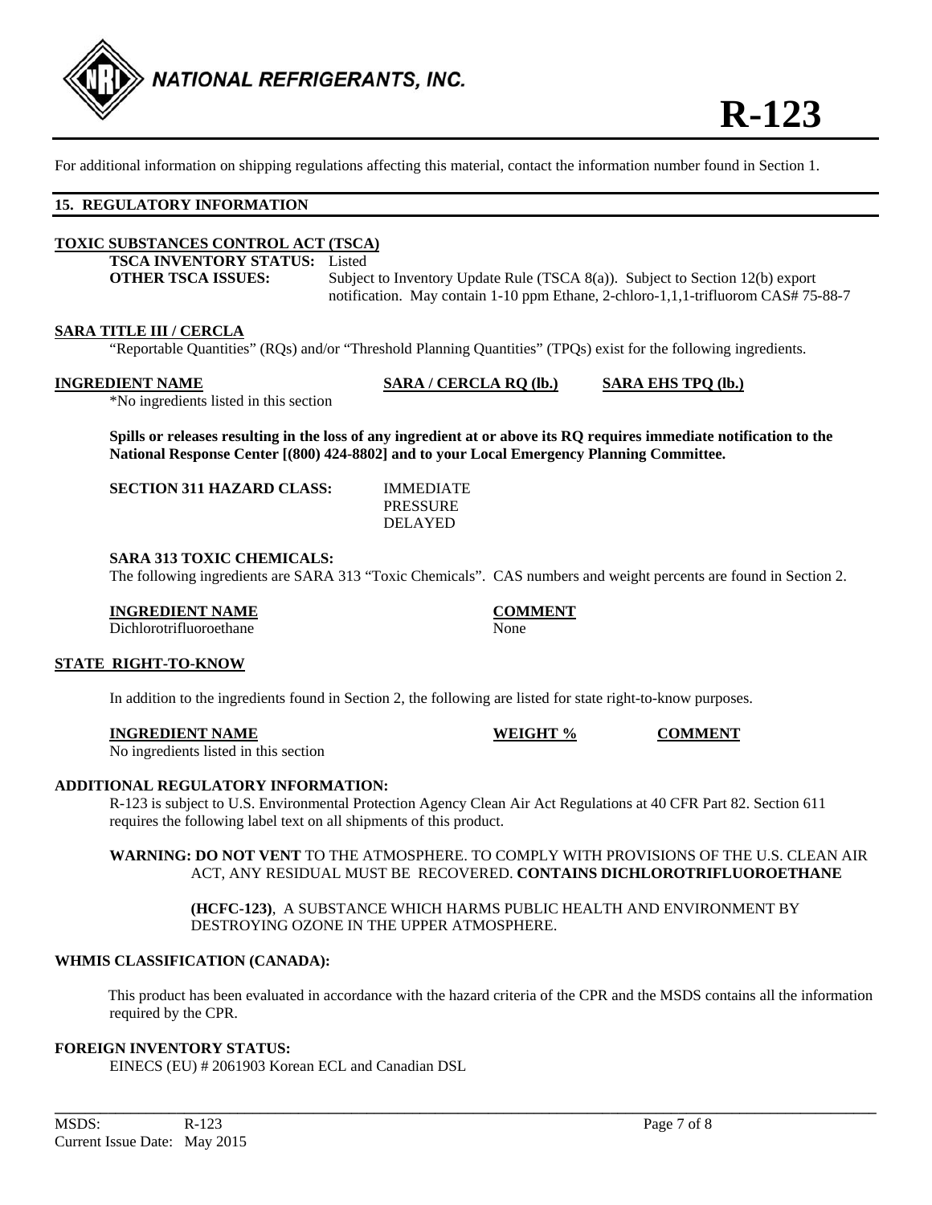For additional information on shipping regulations affecting this material, contact the information number found in Section 1.

## 15. REGULATORY INFORMATION

### TOXIC SUBSTANCES CONTROL ACT (TSCA)

**TSCA INVENTORY STATUS:** Listed

**OTHER TSCA ISSUES:** Subject to Inventory Update Rule (TSCA 8(a)). Subject to Section 12(b) export notification. May contain 1-10 ppm Ethane, 2-chloro-1,1,1-trifluorom CAS# 75-88-7

### SARA TITLE III / CERCLA

"Reportable Quantities" (RQs) and/or "Threshold Planning Quantities" (TPQs) exist for the following ingredients.

| INGREDIENT NAME | SARA / CERCLA RQ (lb.) | SARA EHS TPQ (lb.) |
|---|---|---|
| *No ingredients listed in this section | | |

**Spills or releases resulting in the loss of any ingredient at or above its RQ requires immediate notification to the National Response Center [(800) 424-8802] and to your Local Emergency Planning Committee.**

**SECTION 311 HAZARD CLASS:** IMMEDIATE
PRESSURE
DELAYED

**SARA 313 TOXIC CHEMICALS:**

The following ingredients are SARA 313 "Toxic Chemicals". CAS numbers and weight percents are found in Section 2.

| INGREDIENT NAME | COMMENT |
|---|---|
| Dichlorotrifluoroethane | None |

### STATE RIGHT-TO-KNOW

In addition to the ingredients found in Section 2, the following are listed for state right-to-know purposes.

| INGREDIENT NAME | WEIGHT % | COMMENT |
|---|---|---|
| No ingredients listed in this section | | |

### ADDITIONAL REGULATORY INFORMATION:

R-123 is subject to U.S. Environmental Protection Agency Clean Air Act Regulations at 40 CFR Part 82. Section 611 requires the following label text on all shipments of this product.

**WARNING: DO NOT VENT** TO THE ATMOSPHERE. TO COMPLY WITH PROVISIONS OF THE U.S. CLEAN AIR ACT, ANY RESIDUAL MUST BE RECOVERED. **CONTAINS DICHLOROTRIFLUOROETHANE**

**(HCFC-123)**, A SUBSTANCE WHICH HARMS PUBLIC HEALTH AND ENVIRONMENT BY DESTROYING OZONE IN THE UPPER ATMOSPHERE.

### WHMIS CLASSIFICATION (CANADA):

This product has been evaluated in accordance with the hazard criteria of the CPR and the MSDS contains all the information required by the CPR.

### FOREIGN INVENTORY STATUS:

EINECS (EU) # 2061903 Korean ECL and Canadian DSL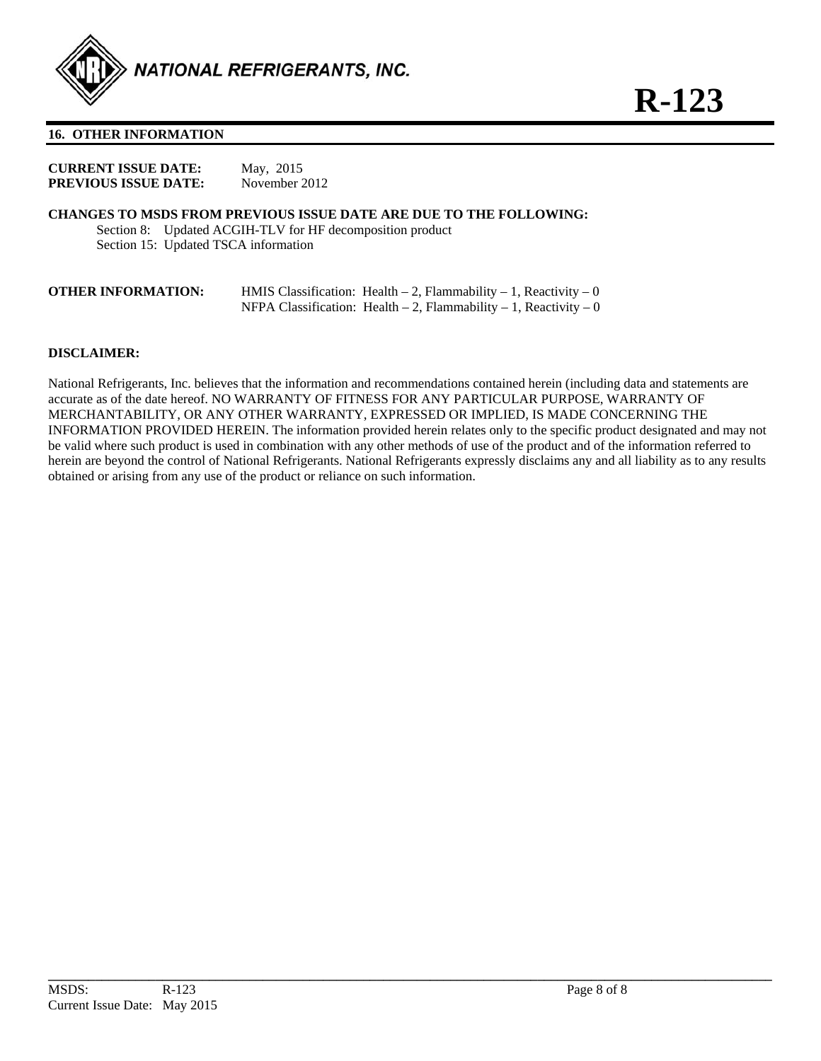## 16. OTHER INFORMATION

**CURRENT ISSUE DATE:** May, 2015
**PREVIOUS ISSUE DATE:** November 2012

**CHANGES TO MSDS FROM PREVIOUS ISSUE DATE ARE DUE TO THE FOLLOWING:**

Section 8: Updated ACGIH-TLV for HF decomposition product
Section 15: Updated TSCA information

**OTHER INFORMATION:** HMIS Classification: Health – 2, Flammability – 1, Reactivity – 0
NFPA Classification: Health – 2, Flammability – 1, Reactivity – 0

**DISCLAIMER:**

National Refrigerants, Inc. believes that the information and recommendations contained herein (including data and statements are accurate as of the date hereof. NO WARRANTY OF FITNESS FOR ANY PARTICULAR PURPOSE, WARRANTY OF MERCHANTABILITY, OR ANY OTHER WARRANTY, EXPRESSED OR IMPLIED, IS MADE CONCERNING THE INFORMATION PROVIDED HEREIN. The information provided herein relates only to the specific product designated and may not be valid where such product is used in combination with any other methods of use of the product and of the information referred to herein are beyond the control of National Refrigerants. National Refrigerants expressly disclaims any and all liability as to any results obtained or arising from any use of the product or reliance on such information.